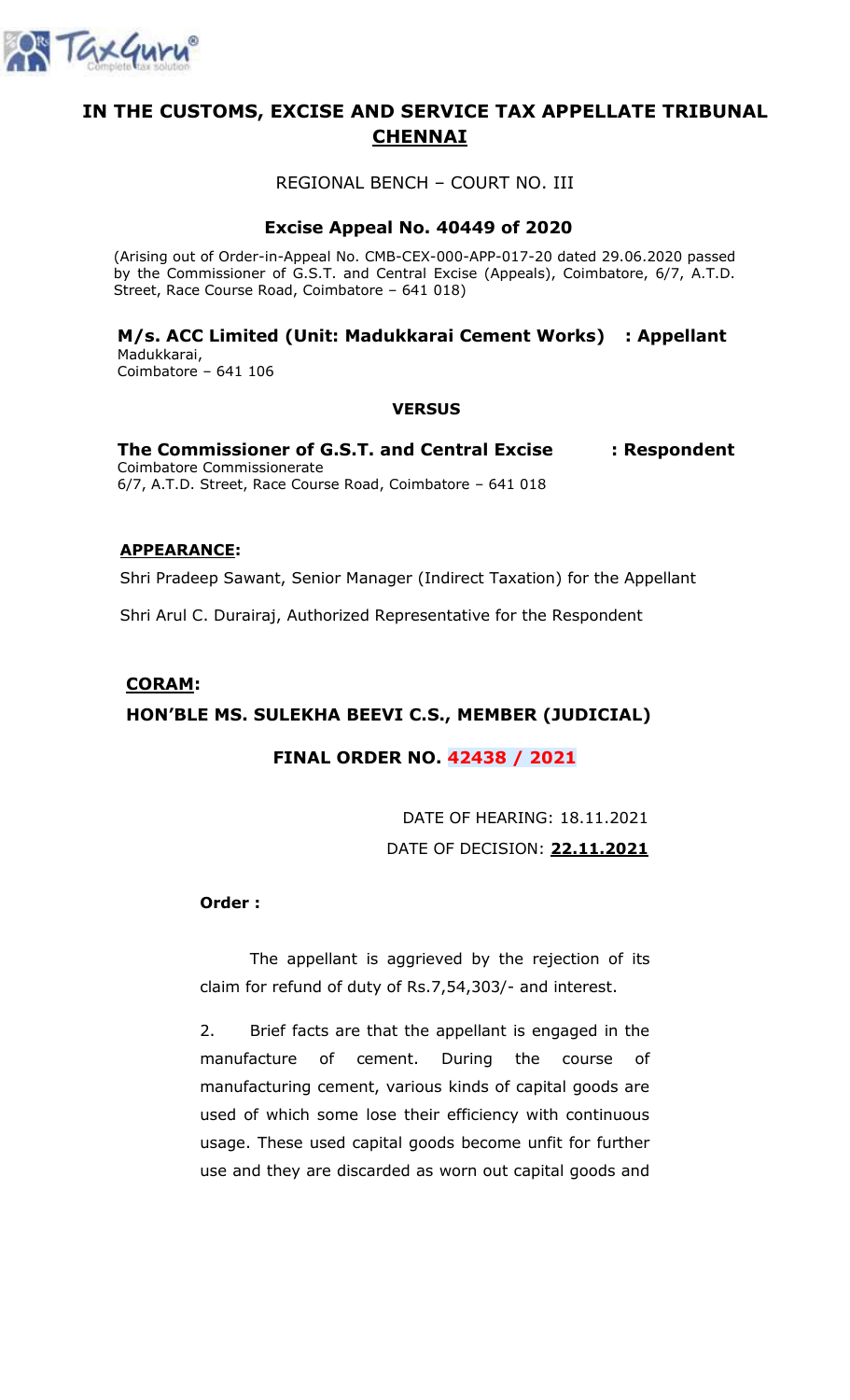# IN THE CUSTOMS, EXCISE AND SERVICE TAX APPELLATE TRIBUNAL CHENNAI

REGIONAL BENCH – COURT NO. III

## Excise Appeal No. 40449 of 2020

(Arising out of Order-in-Appeal No. CMB-CEX-000-APP-017-20 dated 29.06.2020 passed by the Commissioner of G.S.T. and Central Excise (Appeals), Coimbatore, 6/7, A.T.D. Street, Race Course Road, Coimbatore – 641 018)

**M/s. ACC Limited (Unit: Madukkarai Cement Works) : Appellant**
Madukkarai,
Coimbatore – 641 106

**VERSUS**

**The Commissioner of G.S.T. and Central Excise : Respondent**
Coimbatore Commissionerate
6/7, A.T.D. Street, Race Course Road, Coimbatore – 641 018

**APPEARANCE:**

Shri Pradeep Sawant, Senior Manager (Indirect Taxation) for the Appellant

Shri Arul C. Durairaj, Authorized Representative for the Respondent

**CORAM:**

**HON'BLE MS. SULEKHA BEEVI C.S., MEMBER (JUDICIAL)**

**FINAL ORDER NO. 42438 / 2021**

DATE OF HEARING: 18.11.2021

DATE OF DECISION: **22.11.2021**

**Order :**

The appellant is aggrieved by the rejection of its claim for refund of duty of Rs.7,54,303/- and interest.

2. Brief facts are that the appellant is engaged in the manufacture of cement. During the course of manufacturing cement, various kinds of capital goods are used of which some lose their efficiency with continuous usage. These used capital goods become unfit for further use and they are discarded as worn out capital goods and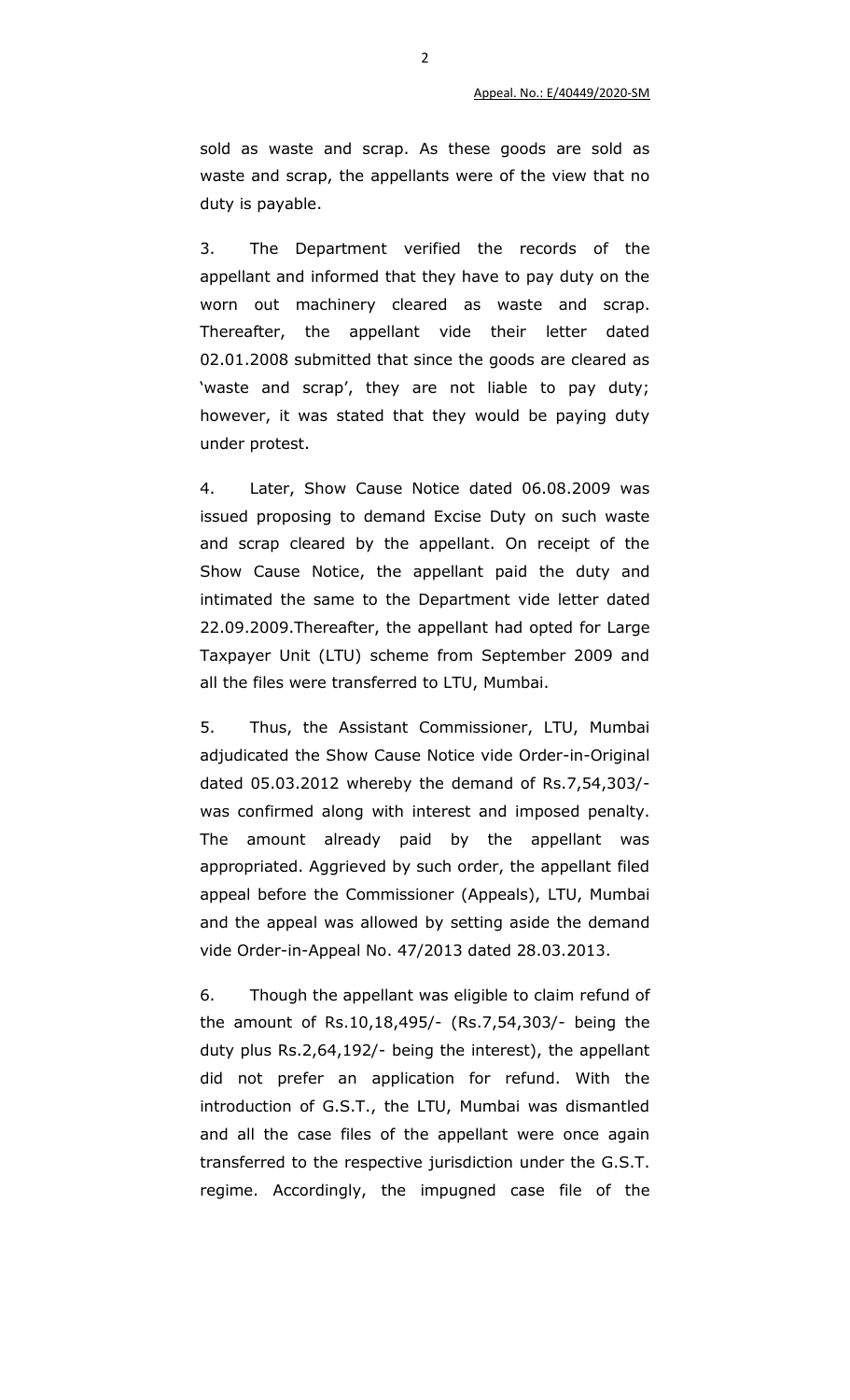sold as waste and scrap. As these goods are sold as waste and scrap, the appellants were of the view that no duty is payable.

3. The Department verified the records of the appellant and informed that they have to pay duty on the worn out machinery cleared as waste and scrap. Thereafter, the appellant vide their letter dated 02.01.2008 submitted that since the goods are cleared as 'waste and scrap', they are not liable to pay duty; however, it was stated that they would be paying duty under protest.

4. Later, Show Cause Notice dated 06.08.2009 was issued proposing to demand Excise Duty on such waste and scrap cleared by the appellant. On receipt of the Show Cause Notice, the appellant paid the duty and intimated the same to the Department vide letter dated 22.09.2009.Thereafter, the appellant had opted for Large Taxpayer Unit (LTU) scheme from September 2009 and all the files were transferred to LTU, Mumbai.

5. Thus, the Assistant Commissioner, LTU, Mumbai adjudicated the Show Cause Notice vide Order-in-Original dated 05.03.2012 whereby the demand of Rs.7,54,303/- was confirmed along with interest and imposed penalty. The amount already paid by the appellant was appropriated. Aggrieved by such order, the appellant filed appeal before the Commissioner (Appeals), LTU, Mumbai and the appeal was allowed by setting aside the demand vide Order-in-Appeal No. 47/2013 dated 28.03.2013.

6. Though the appellant was eligible to claim refund of the amount of Rs.10,18,495/- (Rs.7,54,303/- being the duty plus Rs.2,64,192/- being the interest), the appellant did not prefer an application for refund. With the introduction of G.S.T., the LTU, Mumbai was dismantled and all the case files of the appellant were once again transferred to the respective jurisdiction under the G.S.T. regime. Accordingly, the impugned case file of the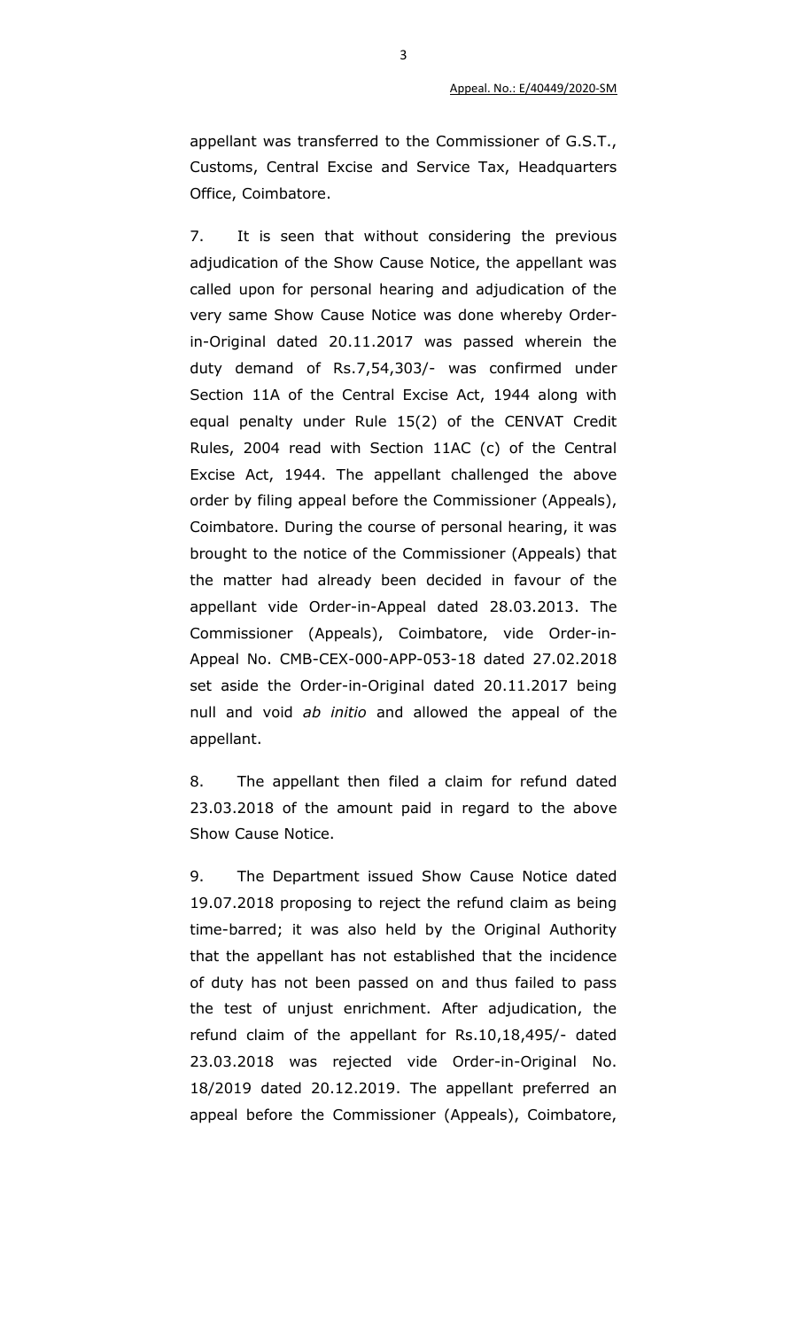appellant was transferred to the Commissioner of G.S.T., Customs, Central Excise and Service Tax, Headquarters Office, Coimbatore.

7. It is seen that without considering the previous adjudication of the Show Cause Notice, the appellant was called upon for personal hearing and adjudication of the very same Show Cause Notice was done whereby Order-in-Original dated 20.11.2017 was passed wherein the duty demand of Rs.7,54,303/- was confirmed under Section 11A of the Central Excise Act, 1944 along with equal penalty under Rule 15(2) of the CENVAT Credit Rules, 2004 read with Section 11AC (c) of the Central Excise Act, 1944. The appellant challenged the above order by filing appeal before the Commissioner (Appeals), Coimbatore. During the course of personal hearing, it was brought to the notice of the Commissioner (Appeals) that the matter had already been decided in favour of the appellant vide Order-in-Appeal dated 28.03.2013. The Commissioner (Appeals), Coimbatore, vide Order-in-Appeal No. CMB-CEX-000-APP-053-18 dated 27.02.2018 set aside the Order-in-Original dated 20.11.2017 being null and void *ab initio* and allowed the appeal of the appellant.

8. The appellant then filed a claim for refund dated 23.03.2018 of the amount paid in regard to the above Show Cause Notice.

9. The Department issued Show Cause Notice dated 19.07.2018 proposing to reject the refund claim as being time-barred; it was also held by the Original Authority that the appellant has not established that the incidence of duty has not been passed on and thus failed to pass the test of unjust enrichment. After adjudication, the refund claim of the appellant for Rs.10,18,495/- dated 23.03.2018 was rejected vide Order-in-Original No. 18/2019 dated 20.12.2019. The appellant preferred an appeal before the Commissioner (Appeals), Coimbatore,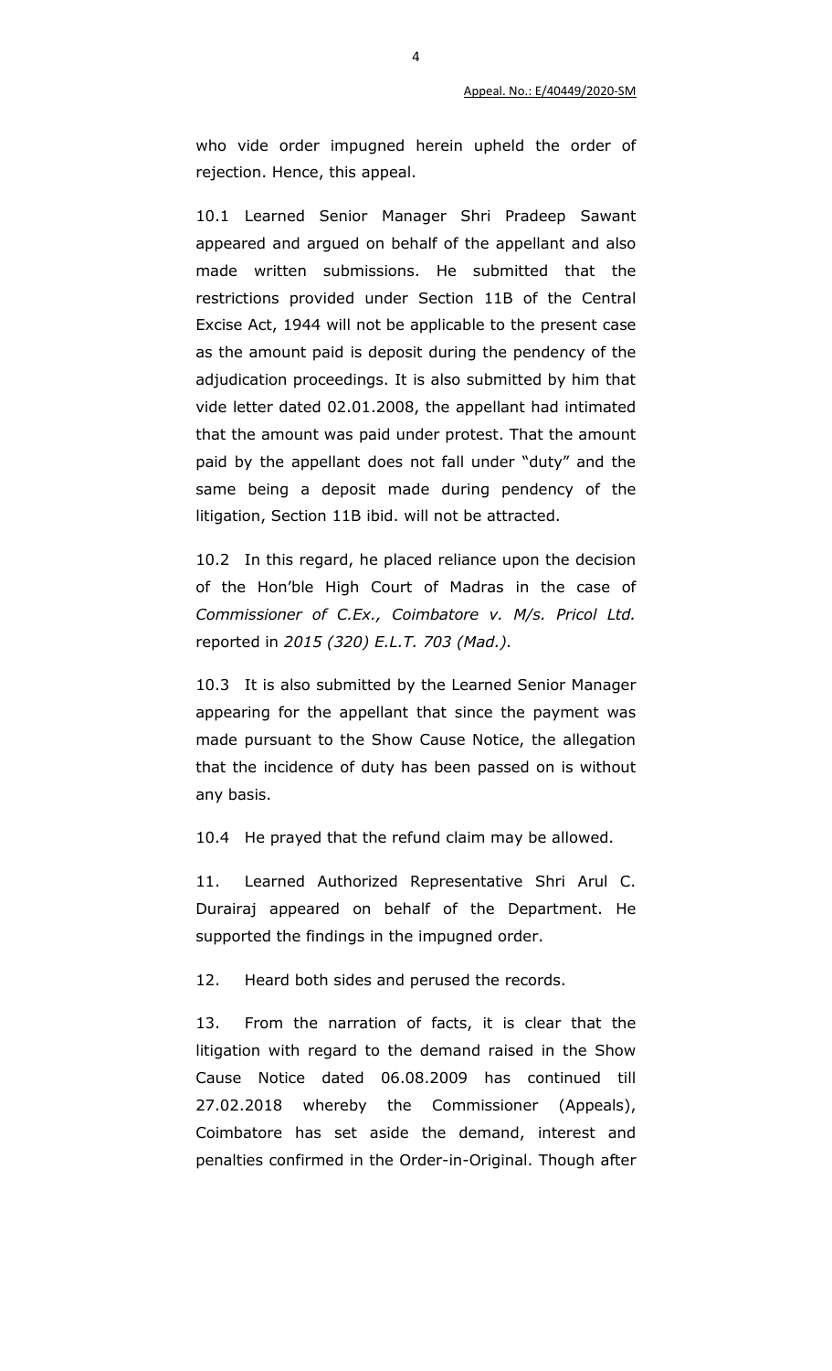who vide order impugned herein upheld the order of rejection. Hence, this appeal.

10.1 Learned Senior Manager Shri Pradeep Sawant appeared and argued on behalf of the appellant and also made written submissions. He submitted that the restrictions provided under Section 11B of the Central Excise Act, 1944 will not be applicable to the present case as the amount paid is deposit during the pendency of the adjudication proceedings. It is also submitted by him that vide letter dated 02.01.2008, the appellant had intimated that the amount was paid under protest. That the amount paid by the appellant does not fall under "duty" and the same being a deposit made during pendency of the litigation, Section 11B ibid. will not be attracted.

10.2 In this regard, he placed reliance upon the decision of the Hon'ble High Court of Madras in the case of *Commissioner of C.Ex., Coimbatore v. M/s. Pricol Ltd.* reported in *2015 (320) E.L.T. 703 (Mad.).*

10.3 It is also submitted by the Learned Senior Manager appearing for the appellant that since the payment was made pursuant to the Show Cause Notice, the allegation that the incidence of duty has been passed on is without any basis.

10.4 He prayed that the refund claim may be allowed.

11. Learned Authorized Representative Shri Arul C. Durairaj appeared on behalf of the Department. He supported the findings in the impugned order.

12. Heard both sides and perused the records.

13. From the narration of facts, it is clear that the litigation with regard to the demand raised in the Show Cause Notice dated 06.08.2009 has continued till 27.02.2018 whereby the Commissioner (Appeals), Coimbatore has set aside the demand, interest and penalties confirmed in the Order-in-Original. Though after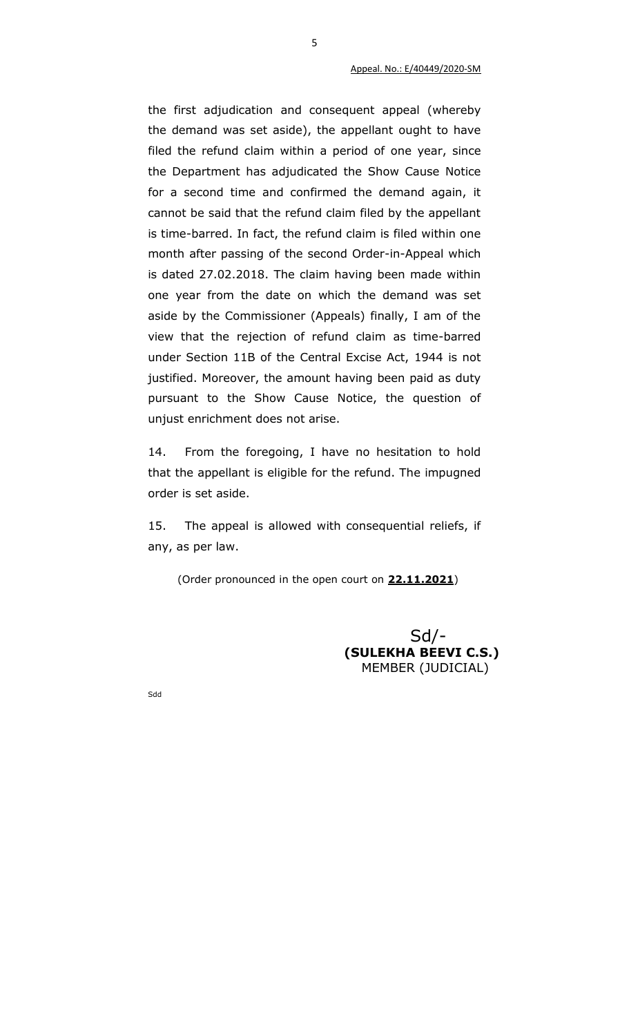the first adjudication and consequent appeal (whereby the demand was set aside), the appellant ought to have filed the refund claim within a period of one year, since the Department has adjudicated the Show Cause Notice for a second time and confirmed the demand again, it cannot be said that the refund claim filed by the appellant is time-barred. In fact, the refund claim is filed within one month after passing of the second Order-in-Appeal which is dated 27.02.2018. The claim having been made within one year from the date on which the demand was set aside by the Commissioner (Appeals) finally, I am of the view that the rejection of refund claim as time-barred under Section 11B of the Central Excise Act, 1944 is not justified. Moreover, the amount having been paid as duty pursuant to the Show Cause Notice, the question of unjust enrichment does not arise.

14. From the foregoing, I have no hesitation to hold that the appellant is eligible for the refund. The impugned order is set aside.

15. The appeal is allowed with consequential reliefs, if any, as per law.

(Order pronounced in the open court on **22.11.2021**)

Sd/-
**(SULEKHA BEEVI C.S.)**
MEMBER (JUDICIAL)

Sdd